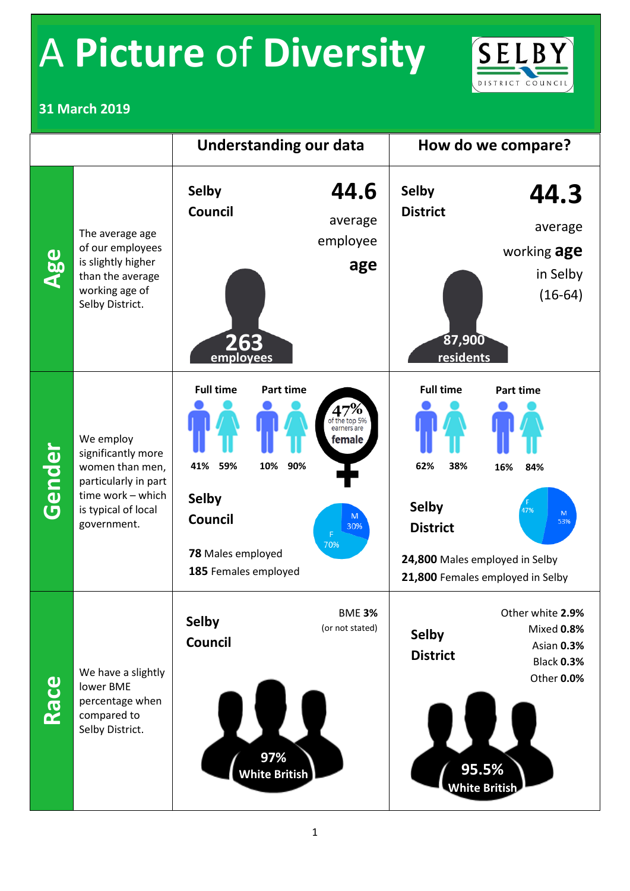# A Picture of Diversity

SELBY DISTRICT COUNCIL

**31 March 2019**

| | | Understanding our data | How do we compare? |
|---|---|---|---|
| **Age** | The average age of our employees is slightly higher than the average working age of Selby District. | **Selby Council** **44.6** average employee **age** — **263** employees | **Selby District** **44.3** average working **age** in Selby (16-64) — **87,900** residents |
| **Gender** | We employ significantly more women than men, particularly in part time work – which is typical of local government. | **Full time**: 41% (M), 59% (F); **Part time**: 10% (M), 90% (F); **47%** of the top 5% earners are **female**; **Selby Council**: M 30%, F 70%; **78** Males employed; **185** Females employed | **Full time**: 62% (M), 38% (F); **Part time**: 16% (M), 84% (F); **Selby District**: F 47%, M 53%; **24,800** Males employed in Selby; **21,800** Females employed in Selby |
| **Race** | We have a slightly lower BME percentage when compared to Selby District. | **Selby Council**: BME **3%** (or not stated); **97%** White British | **Selby District**: Other white **2.9%**, Mixed **0.8%**, Asian **0.3%**, Black **0.3%**, Other **0.0%**; **95.5%** White British |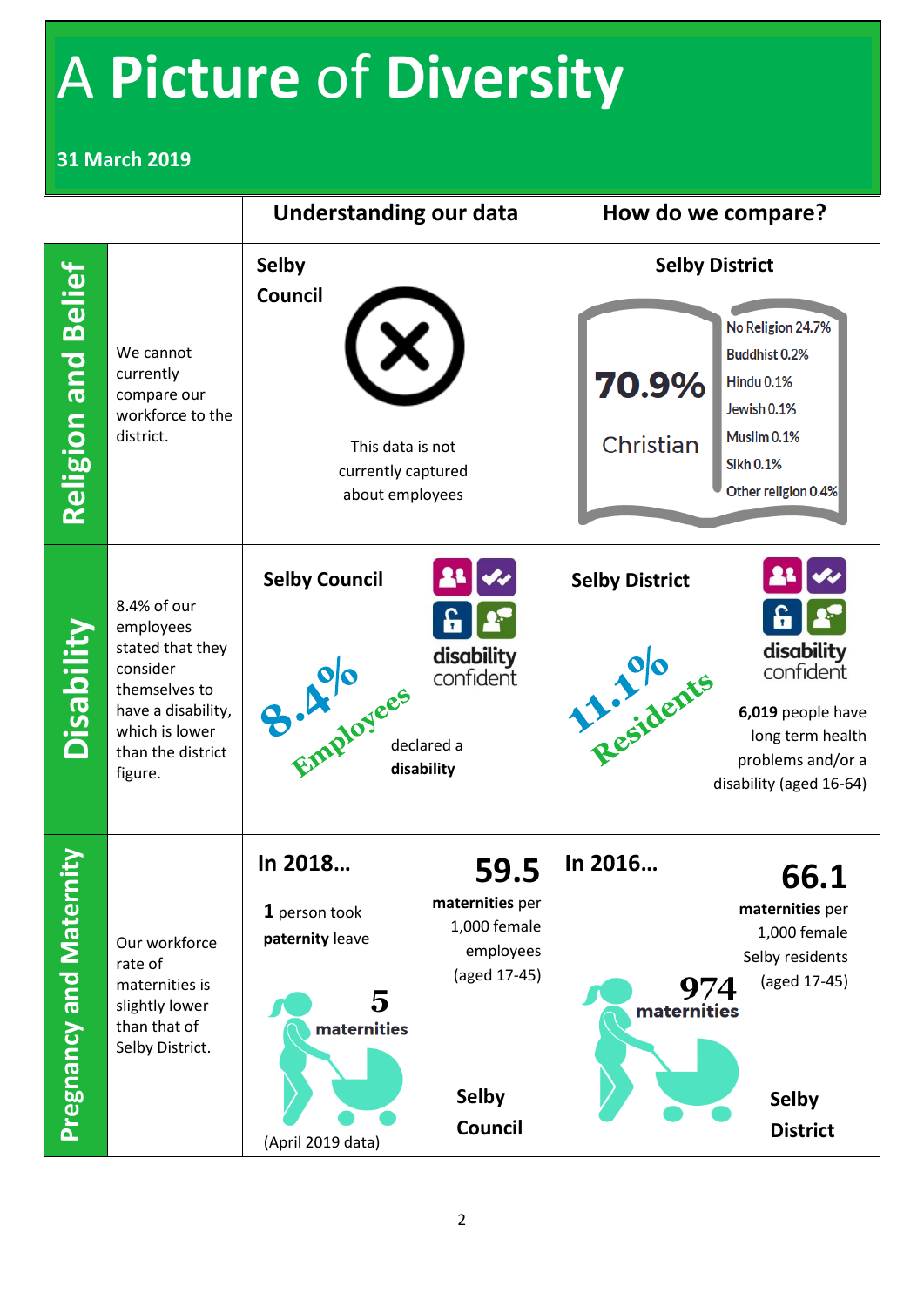# A Picture of Diversity

**31 March 2019**

| | Understanding our data | How do we compare? |
|---|---|---|
| **Religion and Belief** — We cannot currently compare our workforce to the district. | **Selby Council** This data is not currently captured about employees | **Selby District** 70.9% Christian; No Religion 24.7%; Buddhist 0.2%; Hindu 0.1%; Jewish 0.1%; Muslim 0.1%; Sikh 0.1%; Other religion 0.4% |
| **Disability** — 8.4% of our employees stated that they consider themselves to have a disability, which is lower than the district figure. | **Selby Council** disability confident. 8.4% Employees declared a **disability** | **Selby District** disability confident. 11.1% Residents. **6,019** people have long term health problems and/or a disability (aged 16-64) |
| **Pregnancy and Maternity** — Our workforce rate of maternities is slightly lower than that of Selby District. | **In 2018…** **1** person took **paternity** leave. **5 maternities** (April 2019 data). **59.5 maternities** per 1,000 female employees (aged 17-45) **Selby Council** | **In 2016…** **974 maternities**. **66.1 maternities** per 1,000 female Selby residents (aged 17-45) **Selby District** |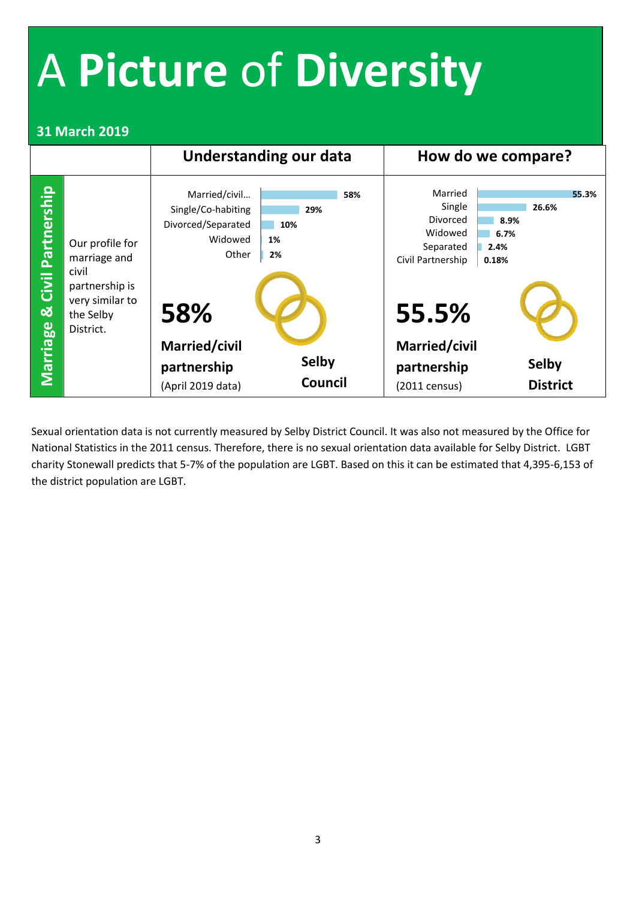# A **Picture** of **Diversity**

**31 March 2019**

| | | Understanding our data | How do we compare? |
|---|---|---|---|
| **Marriage & Civil Partnership** | Our profile for marriage and civil partnership is very similar to the Selby District. | Married/civil… 58%<br>Single/Co-habiting 29%<br>Divorced/Separated 10%<br>Widowed 1%<br>Other 2%<br><br>**58%**<br>**Married/civil partnership**<br>(April 2019 data)<br>**Selby Council** | Married 55.3%<br>Single 26.6%<br>Divorced 8.9%<br>Widowed 6.7%<br>Separated 2.4%<br>Civil Partnership 0.18%<br><br>**55.5%**<br>**Married/civil partnership**<br>(2011 census)<br>**Selby District** |

Sexual orientation data is not currently measured by Selby District Council. It was also not measured by the Office for National Statistics in the 2011 census. Therefore, there is no sexual orientation data available for Selby District. LGBT charity Stonewall predicts that 5-7% of the population are LGBT. Based on this it can be estimated that 4,395-6,153 of the district population are LGBT.